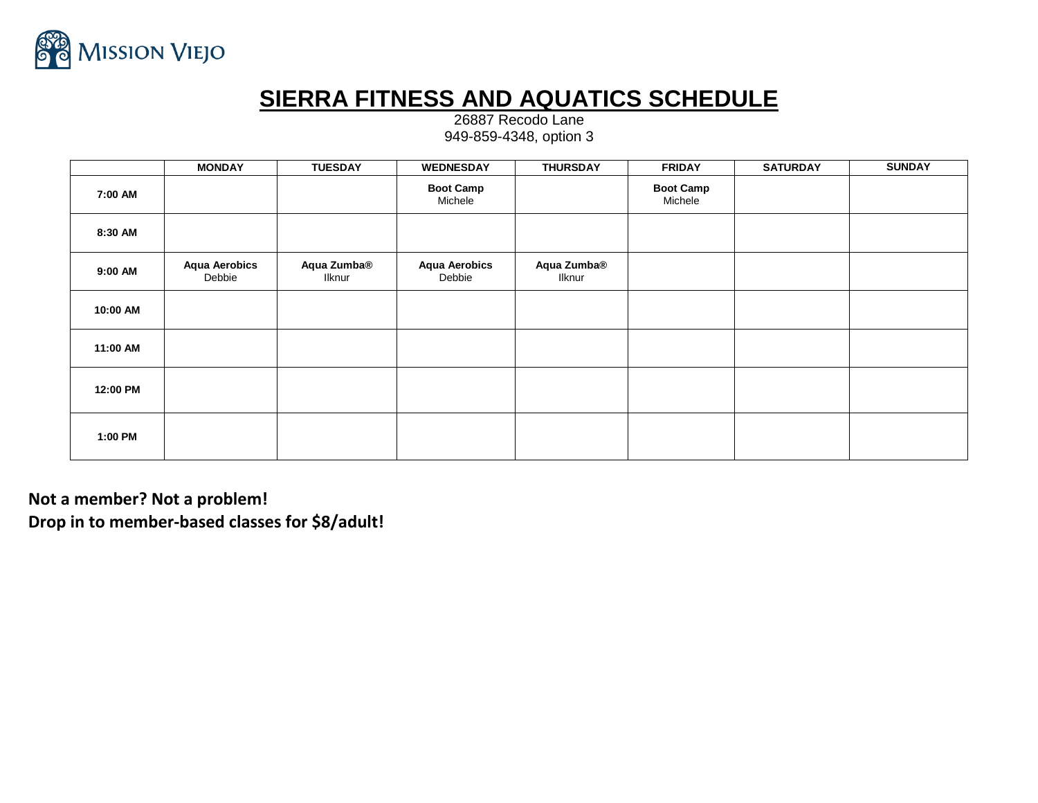Mission Viejo

# SIERRA FITNESS AND AQUATICS SCHEDULE

26887 Recodo Lane
949-859-4348, option 3

| | MONDAY | TUESDAY | WEDNESDAY | THURSDAY | FRIDAY | SATURDAY | SUNDAY |
|---|---|---|---|---|---|---|---|
| **7:00 AM** | | | **Boot Camp** Michele | | **Boot Camp** Michele | | |
| **8:30 AM** | | | | | | | |
| **9:00 AM** | **Aqua Aerobics** Debbie | **Aqua Zumba®** Ilknur | **Aqua Aerobics** Debbie | **Aqua Zumba®** Ilknur | | | |
| **10:00 AM** | | | | | | | |
| **11:00 AM** | | | | | | | |
| **12:00 PM** | | | | | | | |
| **1:00 PM** | | | | | | | |

**Not a member? Not a problem!**
**Drop in to member-based classes for $8/adult!**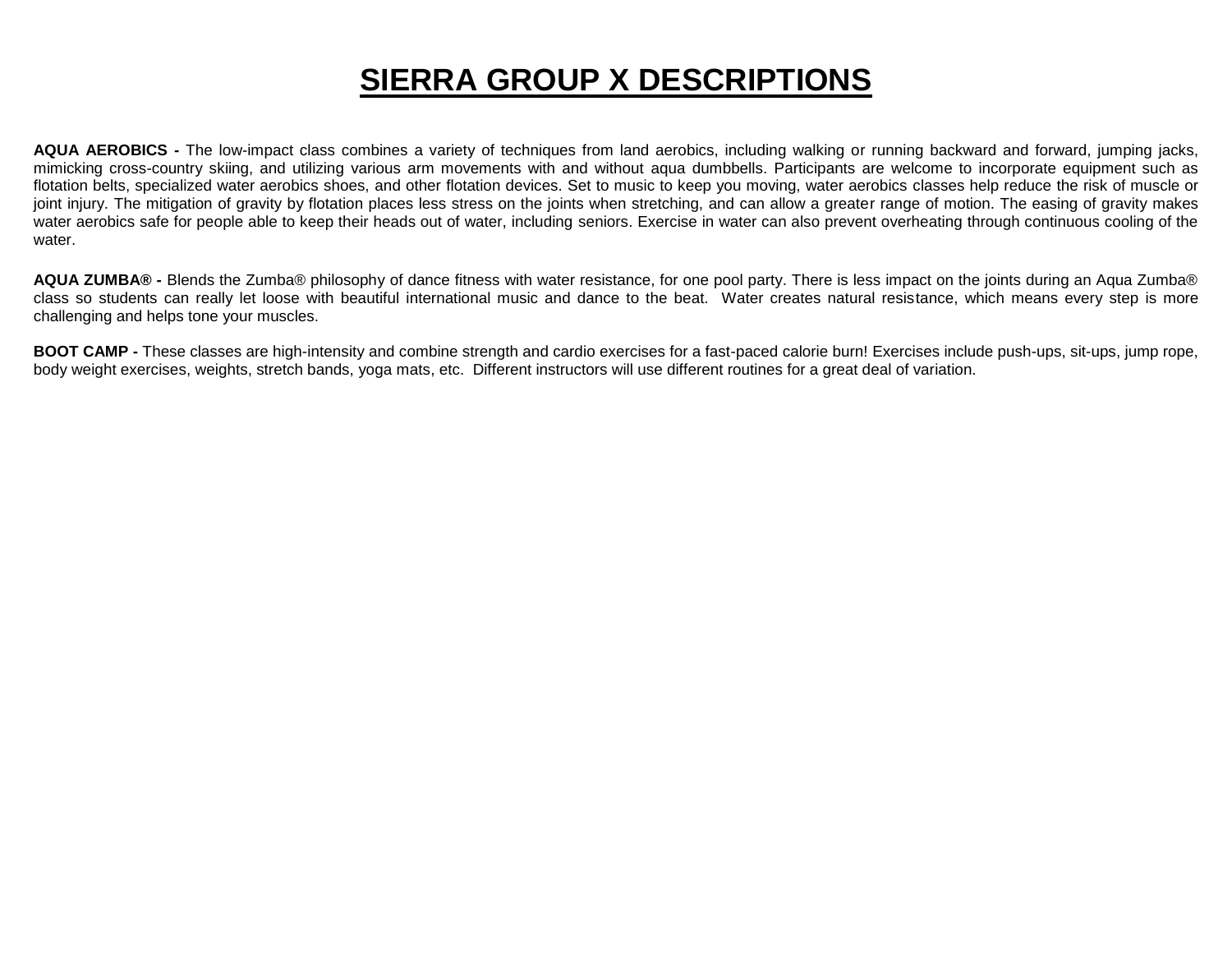# SIERRA GROUP X DESCRIPTIONS

**AQUA AEROBICS -** The low-impact class combines a variety of techniques from land aerobics, including walking or running backward and forward, jumping jacks, mimicking cross-country skiing, and utilizing various arm movements with and without aqua dumbbells. Participants are welcome to incorporate equipment such as flotation belts, specialized water aerobics shoes, and other flotation devices. Set to music to keep you moving, water aerobics classes help reduce the risk of muscle or joint injury. The mitigation of gravity by flotation places less stress on the joints when stretching, and can allow a greater range of motion. The easing of gravity makes water aerobics safe for people able to keep their heads out of water, including seniors. Exercise in water can also prevent overheating through continuous cooling of the water.

**AQUA ZUMBA® -** Blends the Zumba® philosophy of dance fitness with water resistance, for one pool party. There is less impact on the joints during an Aqua Zumba® class so students can really let loose with beautiful international music and dance to the beat. Water creates natural resistance, which means every step is more challenging and helps tone your muscles.

**BOOT CAMP -** These classes are high-intensity and combine strength and cardio exercises for a fast-paced calorie burn! Exercises include push-ups, sit-ups, jump rope, body weight exercises, weights, stretch bands, yoga mats, etc. Different instructors will use different routines for a great deal of variation.